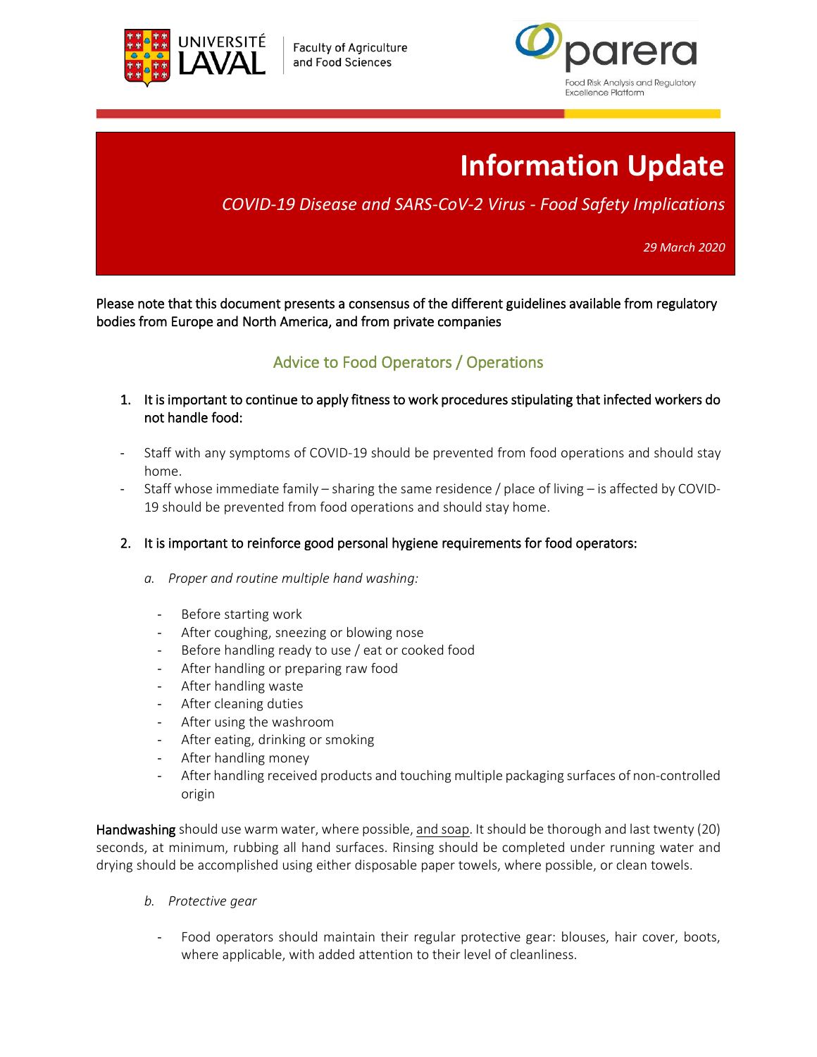Université Laval — Faculty of Agriculture and Food Sciences

parera — Food Risk Analysis and Regulatory Excellence Platform

# Information Update

*COVID-19 Disease and SARS-CoV-2 Virus - Food Safety Implications*

*29 March 2020*

Please note that this document presents a consensus of the different guidelines available from regulatory bodies from Europe and North America, and from private companies

## Advice to Food Operators / Operations

1. It is important to continue to apply fitness to work procedures stipulating that infected workers do not handle food:

- Staff with any symptoms of COVID-19 should be prevented from food operations and should stay home.
- Staff whose immediate family – sharing the same residence / place of living – is affected by COVID-19 should be prevented from food operations and should stay home.

2. It is important to reinforce good personal hygiene requirements for food operators:

   *a. Proper and routine multiple hand washing:*

   - Before starting work
   - After coughing, sneezing or blowing nose
   - Before handling ready to use / eat or cooked food
   - After handling or preparing raw food
   - After handling waste
   - After cleaning duties
   - After using the washroom
   - After eating, drinking or smoking
   - After handling money
   - After handling received products and touching multiple packaging surfaces of non-controlled origin

Handwashing should use warm water, where possible, and soap. It should be thorough and last twenty (20) seconds, at minimum, rubbing all hand surfaces. Rinsing should be completed under running water and drying should be accomplished using either disposable paper towels, where possible, or clean towels.

   *b. Protective gear*

   - Food operators should maintain their regular protective gear: blouses, hair cover, boots, where applicable, with added attention to their level of cleanliness.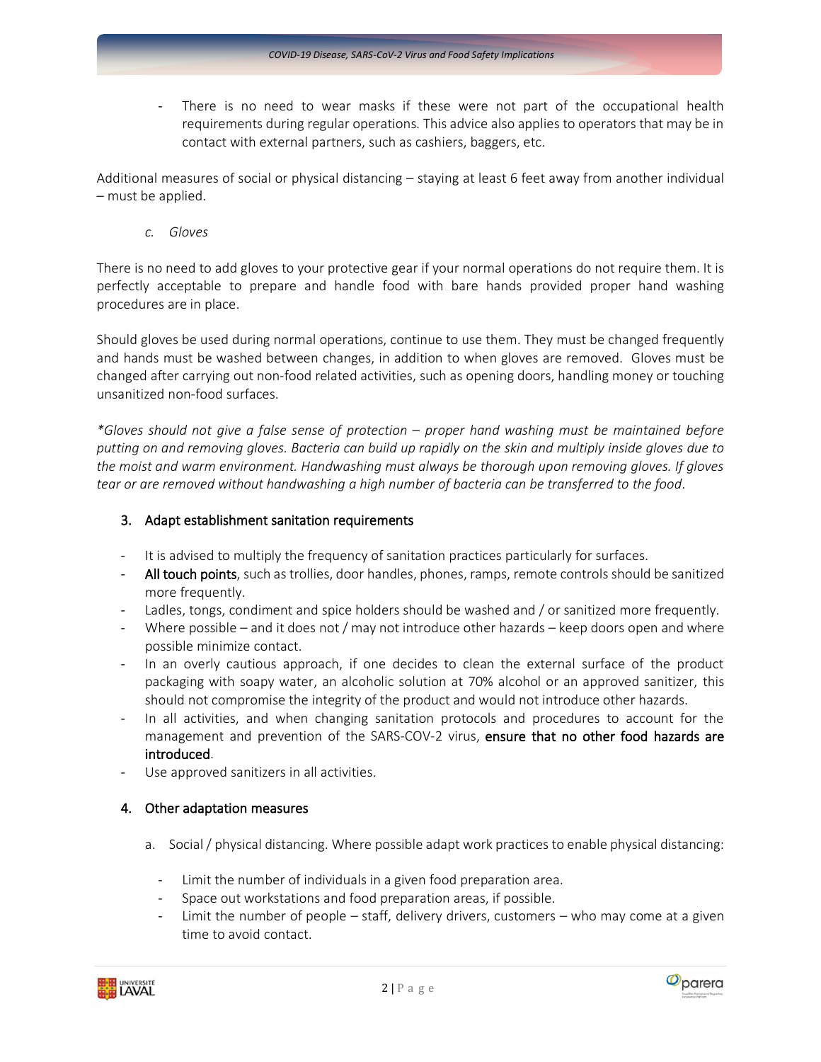- There is no need to wear masks if these were not part of the occupational health requirements during regular operations. This advice also applies to operators that may be in contact with external partners, such as cashiers, baggers, etc.

Additional measures of social or physical distancing – staying at least 6 feet away from another individual – must be applied.

*c. Gloves*

There is no need to add gloves to your protective gear if your normal operations do not require them. It is perfectly acceptable to prepare and handle food with bare hands provided proper hand washing procedures are in place.

Should gloves be used during normal operations, continue to use them. They must be changed frequently and hands must be washed between changes, in addition to when gloves are removed. Gloves must be changed after carrying out non-food related activities, such as opening doors, handling money or touching unsanitized non-food surfaces.

**Gloves should not give a false sense of protection – proper hand washing must be maintained before putting on and removing gloves. Bacteria can build up rapidly on the skin and multiply inside gloves due to the moist and warm environment. Handwashing must always be thorough upon removing gloves. If gloves tear or are removed without handwashing a high number of bacteria can be transferred to the food.*

### 3. Adapt establishment sanitation requirements

- It is advised to multiply the frequency of sanitation practices particularly for surfaces.
- **All touch points**, such as trollies, door handles, phones, ramps, remote controls should be sanitized more frequently.
- Ladles, tongs, condiment and spice holders should be washed and / or sanitized more frequently.
- Where possible – and it does not / may not introduce other hazards – keep doors open and where possible minimize contact.
- In an overly cautious approach, if one decides to clean the external surface of the product packaging with soapy water, an alcoholic solution at 70% alcohol or an approved sanitizer, this should not compromise the integrity of the product and would not introduce other hazards.
- In all activities, and when changing sanitation protocols and procedures to account for the management and prevention of the SARS-COV-2 virus, **ensure that no other food hazards are introduced**.
- Use approved sanitizers in all activities.

### 4. Other adaptation measures

a. Social / physical distancing. Where possible adapt work practices to enable physical distancing:

- Limit the number of individuals in a given food preparation area.
- Space out workstations and food preparation areas, if possible.
- Limit the number of people – staff, delivery drivers, customers – who may come at a given time to avoid contact.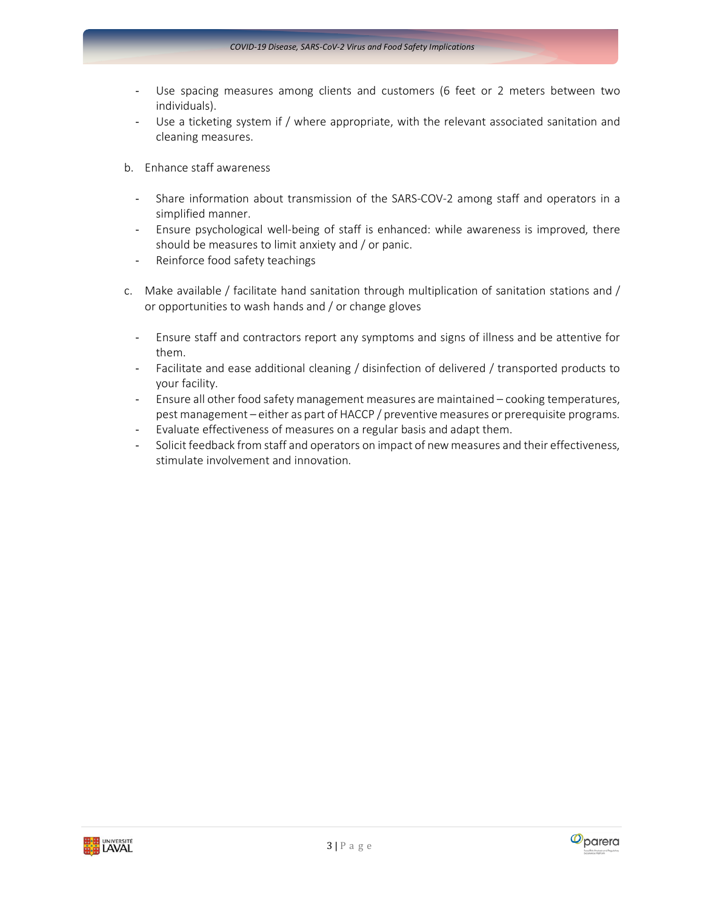- Use spacing measures among clients and customers (6 feet or 2 meters between two individuals).
- Use a ticketing system if / where appropriate, with the relevant associated sanitation and cleaning measures.

b. Enhance staff awareness

- Share information about transmission of the SARS-COV-2 among staff and operators in a simplified manner.
- Ensure psychological well-being of staff is enhanced: while awareness is improved, there should be measures to limit anxiety and / or panic.
- Reinforce food safety teachings

c. Make available / facilitate hand sanitation through multiplication of sanitation stations and / or opportunities to wash hands and / or change gloves

- Ensure staff and contractors report any symptoms and signs of illness and be attentive for them.
- Facilitate and ease additional cleaning / disinfection of delivered / transported products to your facility.
- Ensure all other food safety management measures are maintained – cooking temperatures, pest management – either as part of HACCP / preventive measures or prerequisite programs.
- Evaluate effectiveness of measures on a regular basis and adapt them.
- Solicit feedback from staff and operators on impact of new measures and their effectiveness, stimulate involvement and innovation.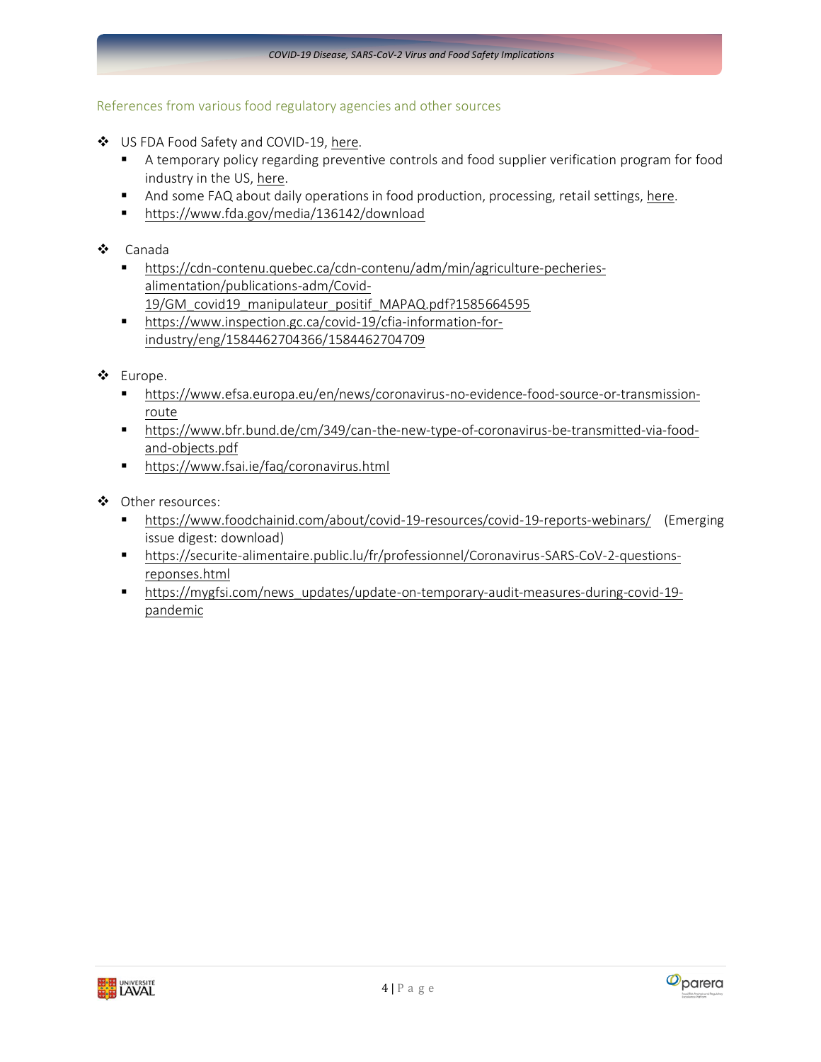## References from various food regulatory agencies and other sources

- US FDA Food Safety and COVID-19, here.
  - A temporary policy regarding preventive controls and food supplier verification program for food industry in the US, here.
  - And some FAQ about daily operations in food production, processing, retail settings, here.
  - https://www.fda.gov/media/136142/download

- Canada
  - https://cdn-contenu.quebec.ca/cdn-contenu/adm/min/agriculture-pecheries-alimentation/publications-adm/Covid-19/GM_covid19_manipulateur_positif_MAPAQ.pdf?1585664595
  - https://www.inspection.gc.ca/covid-19/cfia-information-for-industry/eng/1584462704366/1584462704709

- Europe.
  - https://www.efsa.europa.eu/en/news/coronavirus-no-evidence-food-source-or-transmission-route
  - https://www.bfr.bund.de/cm/349/can-the-new-type-of-coronavirus-be-transmitted-via-food-and-objects.pdf
  - https://www.fsai.ie/faq/coronavirus.html

- Other resources:
  - https://www.foodchainid.com/about/covid-19-resources/covid-19-reports-webinars/ (Emerging issue digest: download)
  - https://securite-alimentaire.public.lu/fr/professionnel/Coronavirus-SARS-CoV-2-questions-reponses.html
  - https://mygfsi.com/news_updates/update-on-temporary-audit-measures-during-covid-19-pandemic